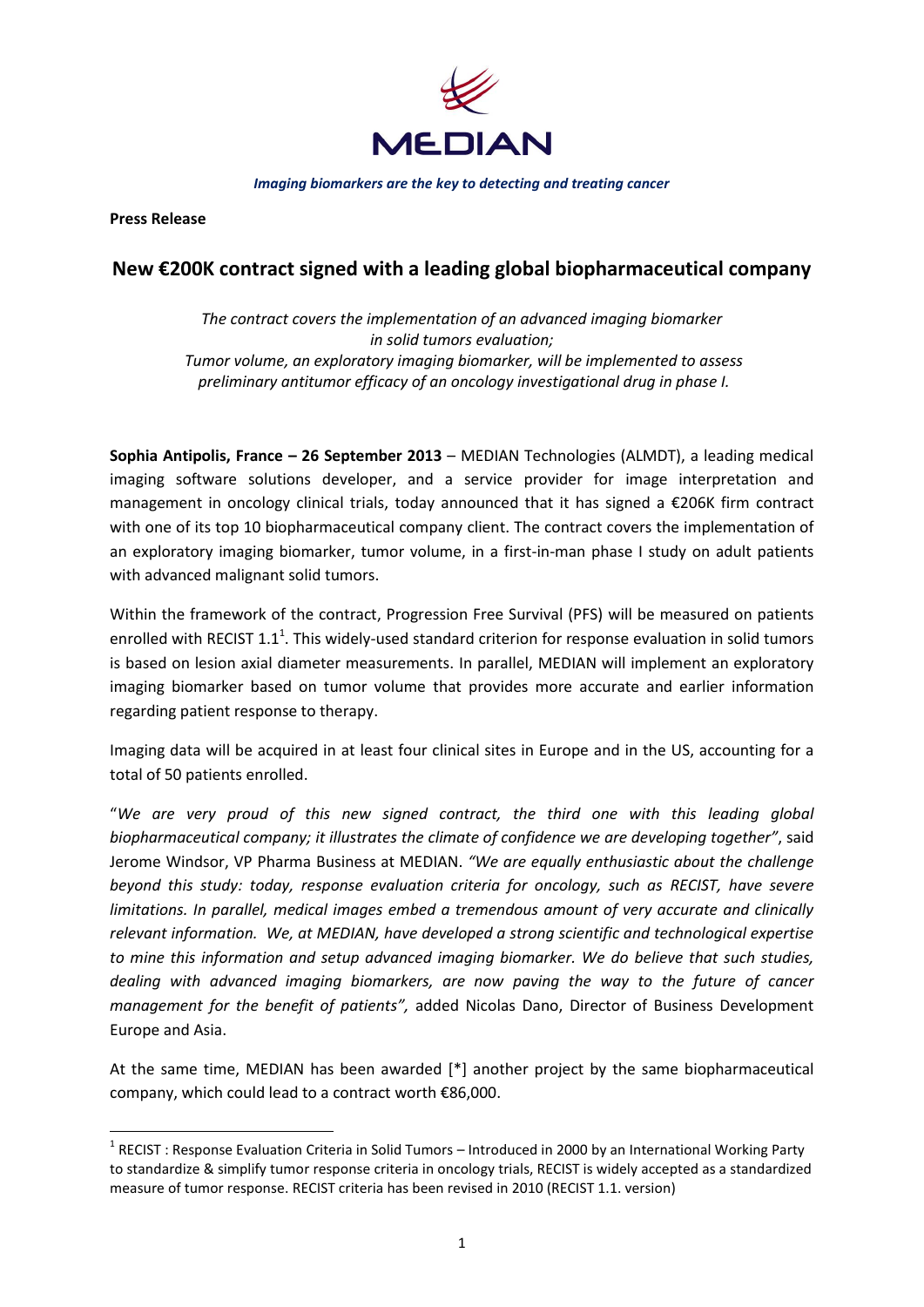MEDIAN

*Imaging biomarkers are the key to detecting and treating cancer*

**Press Release**

## New €200K contract signed with a leading global biopharmaceutical company

*The contract covers the implementation of an advanced imaging biomarker in solid tumors evaluation;*
*Tumor volume, an exploratory imaging biomarker, will be implemented to assess preliminary antitumor efficacy of an oncology investigational drug in phase I.*

**Sophia Antipolis, France – 26 September 2013** – MEDIAN Technologies (ALMDT), a leading medical imaging software solutions developer, and a service provider for image interpretation and management in oncology clinical trials, today announced that it has signed a €206K firm contract with one of its top 10 biopharmaceutical company client. The contract covers the implementation of an exploratory imaging biomarker, tumor volume, in a first-in-man phase I study on adult patients with advanced malignant solid tumors.

Within the framework of the contract, Progression Free Survival (PFS) will be measured on patients enrolled with RECIST 1.1[1]. This widely-used standard criterion for response evaluation in solid tumors is based on lesion axial diameter measurements. In parallel, MEDIAN will implement an exploratory imaging biomarker based on tumor volume that provides more accurate and earlier information regarding patient response to therapy.

Imaging data will be acquired in at least four clinical sites in Europe and in the US, accounting for a total of 50 patients enrolled.

"*We are very proud of this new signed contract, the third one with this leading global biopharmaceutical company; it illustrates the climate of confidence we are developing together"*, said Jerome Windsor, VP Pharma Business at MEDIAN. *"We are equally enthusiastic about the challenge beyond this study: today, response evaluation criteria for oncology, such as RECIST, have severe limitations. In parallel, medical images embed a tremendous amount of very accurate and clinically relevant information. We, at MEDIAN, have developed a strong scientific and technological expertise to mine this information and setup advanced imaging biomarker. We do believe that such studies, dealing with advanced imaging biomarkers, are now paving the way to the future of cancer management for the benefit of patients",* added Nicolas Dano, Director of Business Development Europe and Asia.

At the same time, MEDIAN has been awarded [*] another project by the same biopharmaceutical company, which could lead to a contract worth €86,000.

---

[1] RECIST : Response Evaluation Criteria in Solid Tumors – Introduced in 2000 by an International Working Party to standardize & simplify tumor response criteria in oncology trials, RECIST is widely accepted as a standardized measure of tumor response. RECIST criteria has been revised in 2010 (RECIST 1.1. version)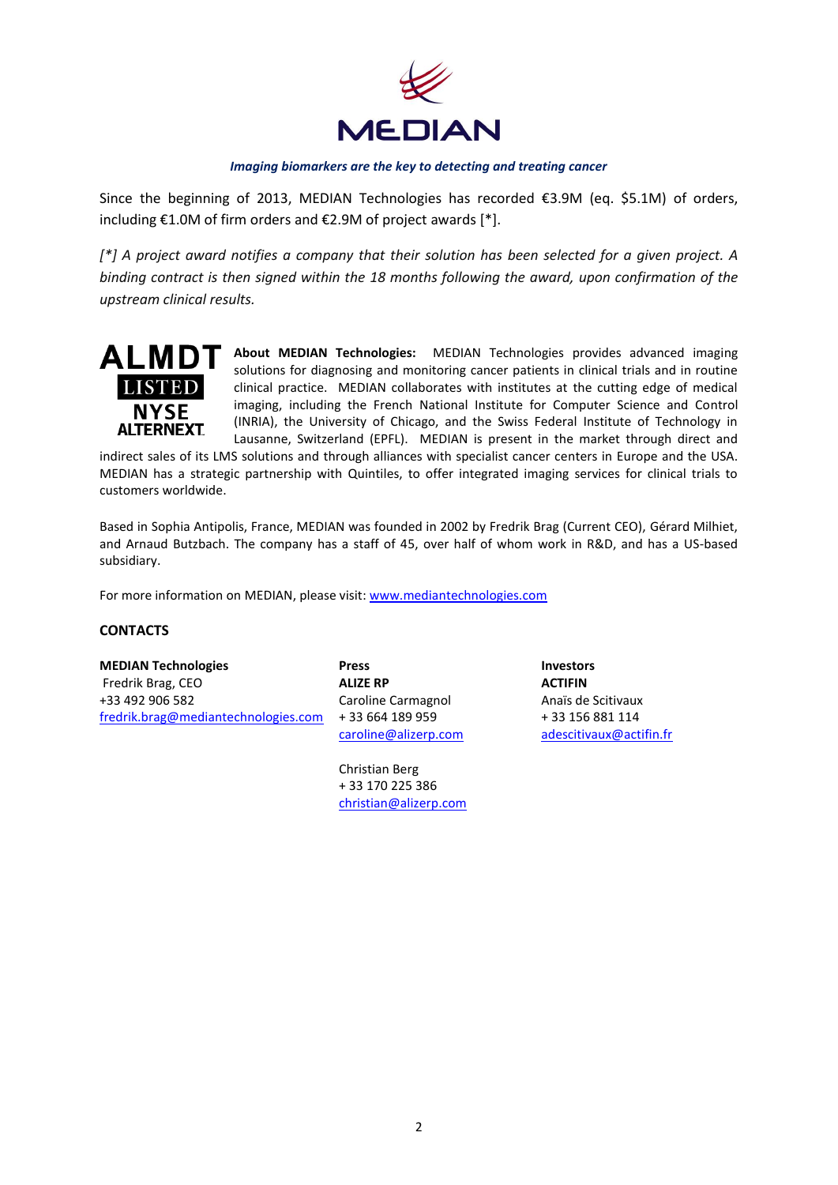MEDIAN

***Imaging biomarkers are the key to detecting and treating cancer***

Since the beginning of 2013, MEDIAN Technologies has recorded €3.9M (eq. $5.1M) of orders, including €1.0M of firm orders and €2.9M of project awards [*].

*[*] A project award notifies a company that their solution has been selected for a given project. A binding contract is then signed within the 18 months following the award, upon confirmation of the upstream clinical results.*

ALMDT LISTED NYSE ALTERNEXT

**About MEDIAN Technologies:** MEDIAN Technologies provides advanced imaging solutions for diagnosing and monitoring cancer patients in clinical trials and in routine clinical practice. MEDIAN collaborates with institutes at the cutting edge of medical imaging, including the French National Institute for Computer Science and Control (INRIA), the University of Chicago, and the Swiss Federal Institute of Technology in Lausanne, Switzerland (EPFL). MEDIAN is present in the market through direct and indirect sales of its LMS solutions and through alliances with specialist cancer centers in Europe and the USA. MEDIAN has a strategic partnership with Quintiles, to offer integrated imaging services for clinical trials to customers worldwide.

Based in Sophia Antipolis, France, MEDIAN was founded in 2002 by Fredrik Brag (Current CEO), Gérard Milhiet, and Arnaud Butzbach. The company has a staff of 45, over half of whom work in R&D, and has a US-based subsidiary.

For more information on MEDIAN, please visit: www.mediantechnologies.com

**CONTACTS**

**MEDIAN Technologies**
Fredrik Brag, CEO
+33 492 906 582
fredrik.brag@mediantechnologies.com

**Press**
**ALIZE RP**
Caroline Carmagnol
+ 33 664 189 959
caroline@alizerp.com

Christian Berg
+ 33 170 225 386
christian@alizerp.com

**Investors**
**ACTIFIN**
Anaïs de Scitivaux
+ 33 156 881 114
adescitivaux@actifin.fr